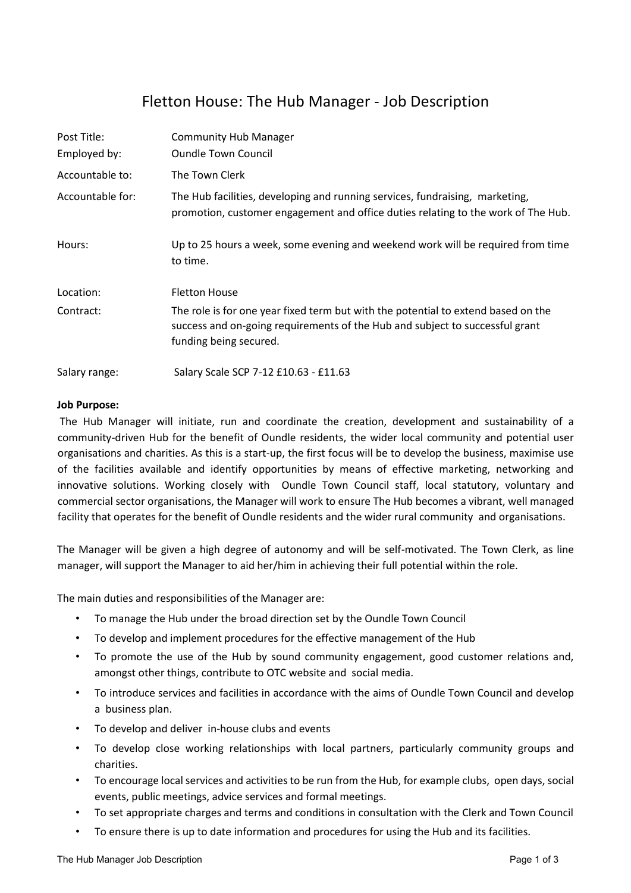# Fletton House: The Hub Manager - Job Description

| | |
|---|---|
| Post Title: | Community Hub Manager |
| Employed by: | Oundle Town Council |
| Accountable to: | The Town Clerk |
| Accountable for: | The Hub facilities, developing and running services, fundraising, marketing, promotion, customer engagement and office duties relating to the work of The Hub. |
| Hours: | Up to 25 hours a week, some evening and weekend work will be required from time to time. |
| Location: | Fletton House |
| Contract: | The role is for one year fixed term but with the potential to extend based on the success and on-going requirements of the Hub and subject to successful grant funding being secured. |
| Salary range: | Salary Scale SCP 7-12 £10.63 - £11.63 |

**Job Purpose:**

The Hub Manager will initiate, run and coordinate the creation, development and sustainability of a community-driven Hub for the benefit of Oundle residents, the wider local community and potential user organisations and charities. As this is a start-up, the first focus will be to develop the business, maximise use of the facilities available and identify opportunities by means of effective marketing, networking and innovative solutions. Working closely with Oundle Town Council staff, local statutory, voluntary and commercial sector organisations, the Manager will work to ensure The Hub becomes a vibrant, well managed facility that operates for the benefit of Oundle residents and the wider rural community and organisations.

The Manager will be given a high degree of autonomy and will be self-motivated. The Town Clerk, as line manager, will support the Manager to aid her/him in achieving their full potential within the role.

The main duties and responsibilities of the Manager are:

- To manage the Hub under the broad direction set by the Oundle Town Council
- To develop and implement procedures for the effective management of the Hub
- To promote the use of the Hub by sound community engagement, good customer relations and, amongst other things, contribute to OTC website and social media.
- To introduce services and facilities in accordance with the aims of Oundle Town Council and develop a business plan.
- To develop and deliver in-house clubs and events
- To develop close working relationships with local partners, particularly community groups and charities.
- To encourage local services and activities to be run from the Hub, for example clubs, open days, social events, public meetings, advice services and formal meetings.
- To set appropriate charges and terms and conditions in consultation with the Clerk and Town Council
- To ensure there is up to date information and procedures for using the Hub and its facilities.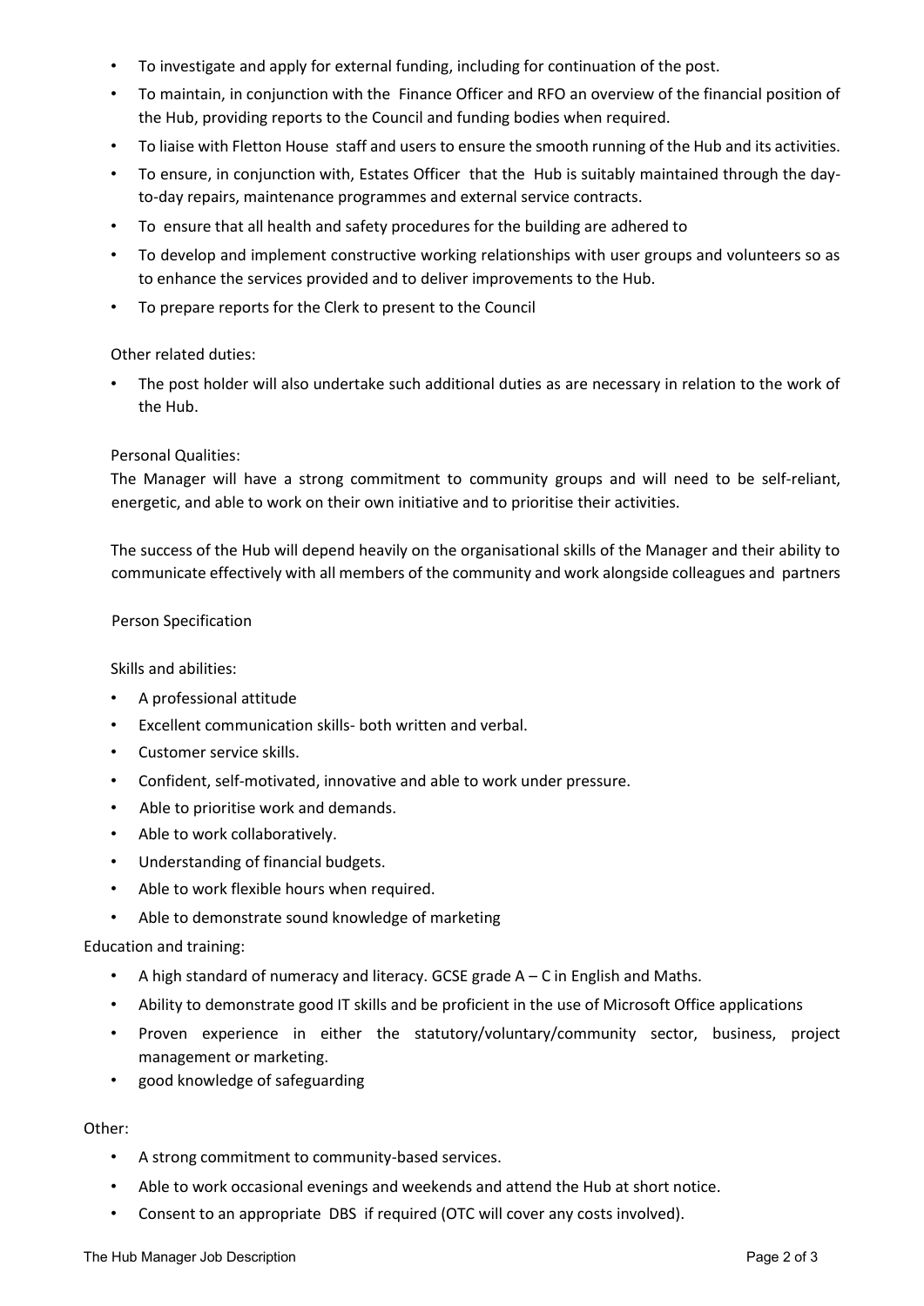- To investigate and apply for external funding, including for continuation of the post.
- To maintain, in conjunction with the Finance Officer and RFO an overview of the financial position of the Hub, providing reports to the Council and funding bodies when required.
- To liaise with Fletton House staff and users to ensure the smooth running of the Hub and its activities.
- To ensure, in conjunction with, Estates Officer that the Hub is suitably maintained through the day-to-day repairs, maintenance programmes and external service contracts.
- To ensure that all health and safety procedures for the building are adhered to
- To develop and implement constructive working relationships with user groups and volunteers so as to enhance the services provided and to deliver improvements to the Hub.
- To prepare reports for the Clerk to present to the Council

Other related duties:

- The post holder will also undertake such additional duties as are necessary in relation to the work of the Hub.

Personal Qualities:

The Manager will have a strong commitment to community groups and will need to be self-reliant, energetic, and able to work on their own initiative and to prioritise their activities.

The success of the Hub will depend heavily on the organisational skills of the Manager and their ability to communicate effectively with all members of the community and work alongside colleagues and partners

Person Specification

Skills and abilities:

- A professional attitude
- Excellent communication skills- both written and verbal.
- Customer service skills.
- Confident, self-motivated, innovative and able to work under pressure.
- Able to prioritise work and demands.
- Able to work collaboratively.
- Understanding of financial budgets.
- Able to work flexible hours when required.
- Able to demonstrate sound knowledge of marketing

Education and training:

- A high standard of numeracy and literacy. GCSE grade A – C in English and Maths.
- Ability to demonstrate good IT skills and be proficient in the use of Microsoft Office applications
- Proven experience in either the statutory/voluntary/community sector, business, project management or marketing.
- good knowledge of safeguarding

Other:

- A strong commitment to community-based services.
- Able to work occasional evenings and weekends and attend the Hub at short notice.
- Consent to an appropriate DBS if required (OTC will cover any costs involved).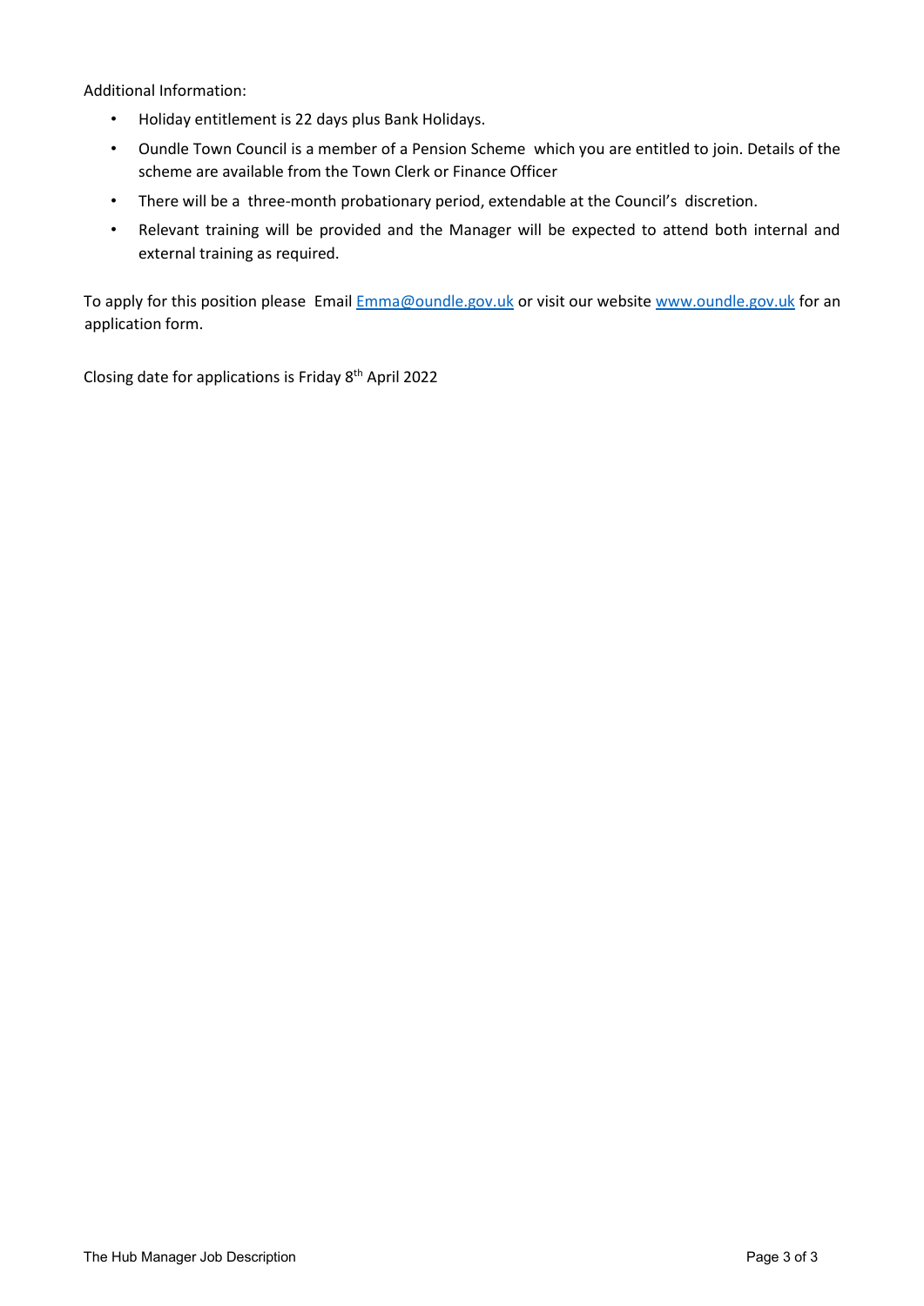Additional Information:

- Holiday entitlement is 22 days plus Bank Holidays.
- Oundle Town Council is a member of a Pension Scheme which you are entitled to join. Details of the scheme are available from the Town Clerk or Finance Officer
- There will be a three-month probationary period, extendable at the Council's discretion.
- Relevant training will be provided and the Manager will be expected to attend both internal and external training as required.

To apply for this position please Email [Emma@oundle.gov.uk](mailto:Emma@oundle.gov.uk) or visit our website [www.oundle.gov.uk](http://www.oundle.gov.uk) for an application form.

Closing date for applications is Friday 8th April 2022